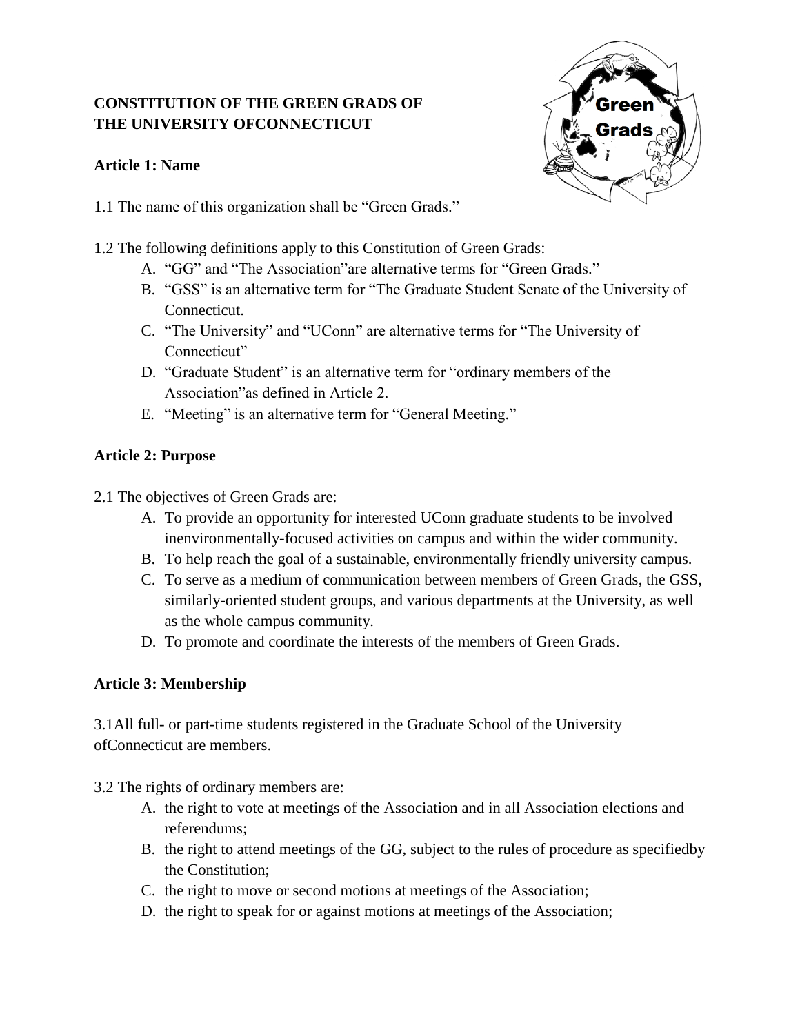**CONSTITUTION OF THE GREEN GRADS OF THE UNIVERSITY OFCONNECTICUT**

## Article 1: Name

1.1 The name of this organization shall be "Green Grads."

1.2 The following definitions apply to this Constitution of Green Grads:

A. "GG" and "The Association"are alternative terms for "Green Grads."
B. "GSS" is an alternative term for "The Graduate Student Senate of the University of Connecticut.
C. "The University" and "UConn" are alternative terms for "The University of Connecticut"
D. "Graduate Student" is an alternative term for "ordinary members of the Association"as defined in Article 2.
E. "Meeting" is an alternative term for "General Meeting."

## Article 2: Purpose

2.1 The objectives of Green Grads are:

A. To provide an opportunity for interested UConn graduate students to be involved inenvironmentally-focused activities on campus and within the wider community.
B. To help reach the goal of a sustainable, environmentally friendly university campus.
C. To serve as a medium of communication between members of Green Grads, the GSS, similarly-oriented student groups, and various departments at the University, as well as the whole campus community.
D. To promote and coordinate the interests of the members of Green Grads.

## Article 3: Membership

3.1All full- or part-time students registered in the Graduate School of the University ofConnecticut are members.

3.2 The rights of ordinary members are:

A. the right to vote at meetings of the Association and in all Association elections and referendums;
B. the right to attend meetings of the GG, subject to the rules of procedure as specifiedby the Constitution;
C. the right to move or second motions at meetings of the Association;
D. the right to speak for or against motions at meetings of the Association;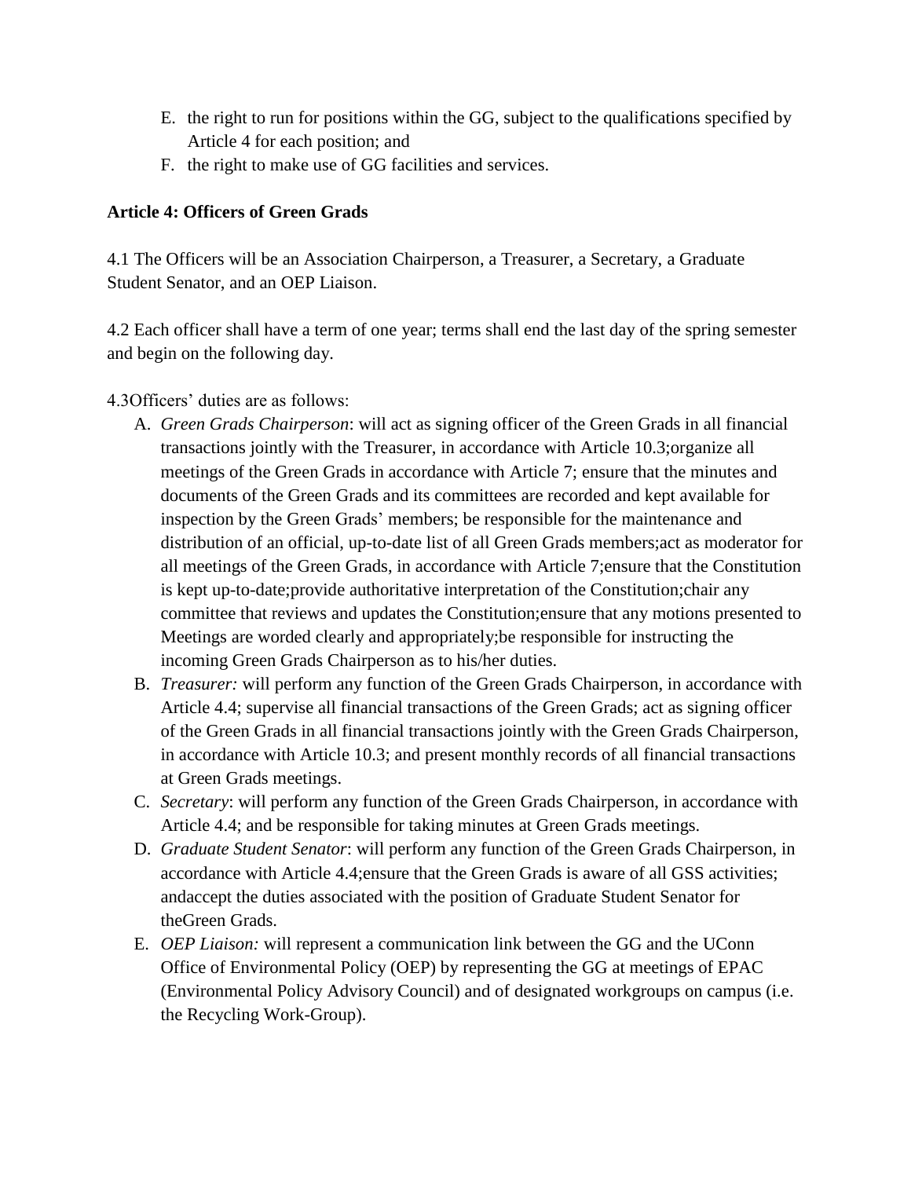E. the right to run for positions within the GG, subject to the qualifications specified by Article 4 for each position; and
F. the right to make use of GG facilities and services.

**Article 4: Officers of Green Grads**

4.1 The Officers will be an Association Chairperson, a Treasurer, a Secretary, a Graduate Student Senator, and an OEP Liaison.

4.2 Each officer shall have a term of one year; terms shall end the last day of the spring semester and begin on the following day.

4.3Officers' duties are as follows:

A. *Green Grads Chairperson*: will act as signing officer of the Green Grads in all financial transactions jointly with the Treasurer, in accordance with Article 10.3;organize all meetings of the Green Grads in accordance with Article 7; ensure that the minutes and documents of the Green Grads and its committees are recorded and kept available for inspection by the Green Grads' members; be responsible for the maintenance and distribution of an official, up-to-date list of all Green Grads members;act as moderator for all meetings of the Green Grads, in accordance with Article 7;ensure that the Constitution is kept up-to-date;provide authoritative interpretation of the Constitution;chair any committee that reviews and updates the Constitution;ensure that any motions presented to Meetings are worded clearly and appropriately;be responsible for instructing the incoming Green Grads Chairperson as to his/her duties.
B. *Treasurer:* will perform any function of the Green Grads Chairperson, in accordance with Article 4.4; supervise all financial transactions of the Green Grads; act as signing officer of the Green Grads in all financial transactions jointly with the Green Grads Chairperson, in accordance with Article 10.3; and present monthly records of all financial transactions at Green Grads meetings.
C. *Secretary*: will perform any function of the Green Grads Chairperson, in accordance with Article 4.4; and be responsible for taking minutes at Green Grads meetings.
D. *Graduate Student Senator*: will perform any function of the Green Grads Chairperson, in accordance with Article 4.4;ensure that the Green Grads is aware of all GSS activities; andaccept the duties associated with the position of Graduate Student Senator for theGreen Grads.
E. *OEP Liaison:* will represent a communication link between the GG and the UConn Office of Environmental Policy (OEP) by representing the GG at meetings of EPAC (Environmental Policy Advisory Council) and of designated workgroups on campus (i.e. the Recycling Work-Group).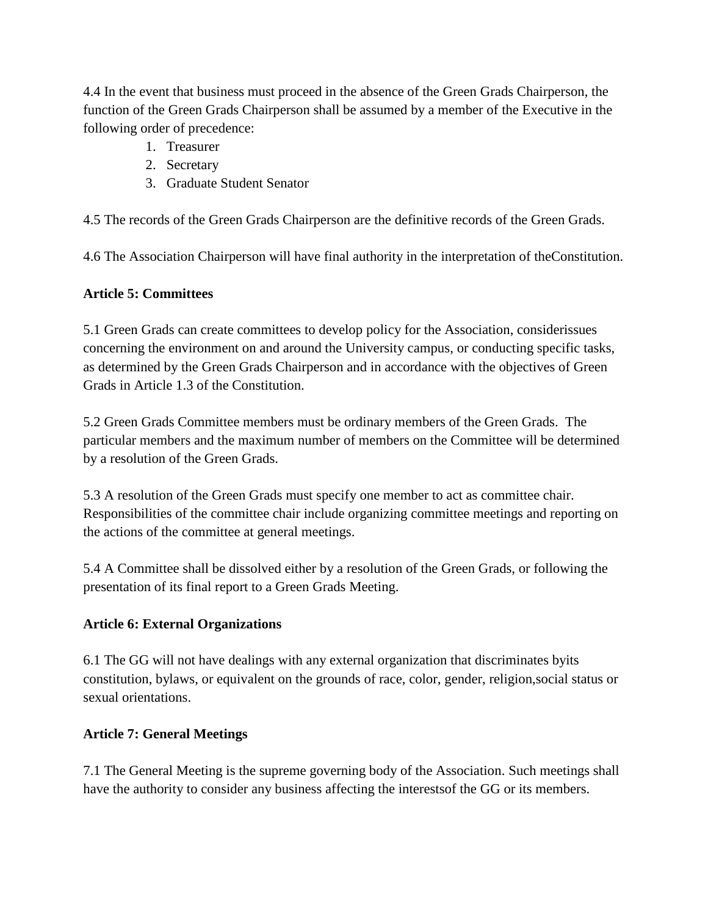4.4 In the event that business must proceed in the absence of the Green Grads Chairperson, the function of the Green Grads Chairperson shall be assumed by a member of the Executive in the following order of precedence:

1. Treasurer
2. Secretary
3. Graduate Student Senator

4.5 The records of the Green Grads Chairperson are the definitive records of the Green Grads.

4.6 The Association Chairperson will have final authority in the interpretation of theConstitution.

**Article 5: Committees**

5.1 Green Grads can create committees to develop policy for the Association, considerissues concerning the environment on and around the University campus, or conducting specific tasks, as determined by the Green Grads Chairperson and in accordance with the objectives of Green Grads in Article 1.3 of the Constitution.

5.2 Green Grads Committee members must be ordinary members of the Green Grads. The particular members and the maximum number of members on the Committee will be determined by a resolution of the Green Grads.

5.3 A resolution of the Green Grads must specify one member to act as committee chair. Responsibilities of the committee chair include organizing committee meetings and reporting on the actions of the committee at general meetings.

5.4 A Committee shall be dissolved either by a resolution of the Green Grads, or following the presentation of its final report to a Green Grads Meeting.

**Article 6: External Organizations**

6.1 The GG will not have dealings with any external organization that discriminates byits constitution, bylaws, or equivalent on the grounds of race, color, gender, religion,social status or sexual orientations.

**Article 7: General Meetings**

7.1 The General Meeting is the supreme governing body of the Association. Such meetings shall have the authority to consider any business affecting the interestsof the GG or its members.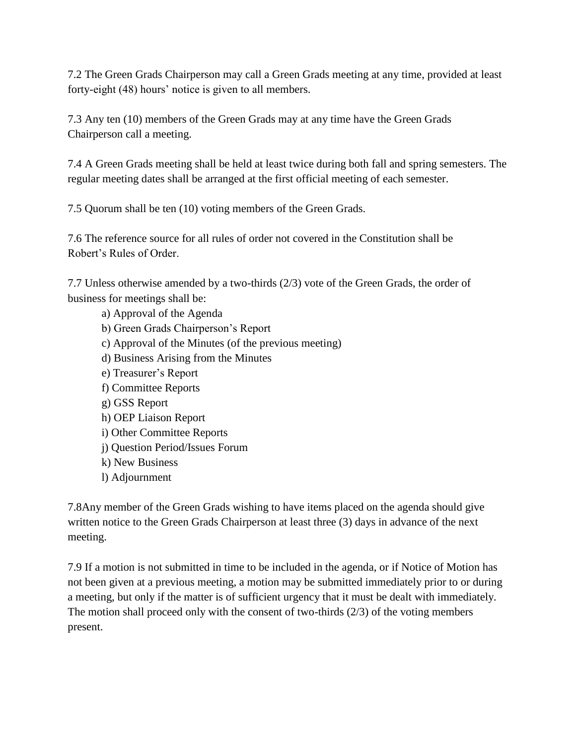7.2 The Green Grads Chairperson may call a Green Grads meeting at any time, provided at least forty-eight (48) hours' notice is given to all members.

7.3 Any ten (10) members of the Green Grads may at any time have the Green Grads Chairperson call a meeting.

7.4 A Green Grads meeting shall be held at least twice during both fall and spring semesters. The regular meeting dates shall be arranged at the first official meeting of each semester.

7.5 Quorum shall be ten (10) voting members of the Green Grads.

7.6 The reference source for all rules of order not covered in the Constitution shall be Robert's Rules of Order.

7.7 Unless otherwise amended by a two-thirds (2/3) vote of the Green Grads, the order of business for meetings shall be:

- a) Approval of the Agenda
- b) Green Grads Chairperson's Report
- c) Approval of the Minutes (of the previous meeting)
- d) Business Arising from the Minutes
- e) Treasurer's Report
- f) Committee Reports
- g) GSS Report
- h) OEP Liaison Report
- i) Other Committee Reports
- j) Question Period/Issues Forum
- k) New Business
- l) Adjournment

7.8Any member of the Green Grads wishing to have items placed on the agenda should give written notice to the Green Grads Chairperson at least three (3) days in advance of the next meeting.

7.9 If a motion is not submitted in time to be included in the agenda, or if Notice of Motion has not been given at a previous meeting, a motion may be submitted immediately prior to or during a meeting, but only if the matter is of sufficient urgency that it must be dealt with immediately. The motion shall proceed only with the consent of two-thirds (2/3) of the voting members present.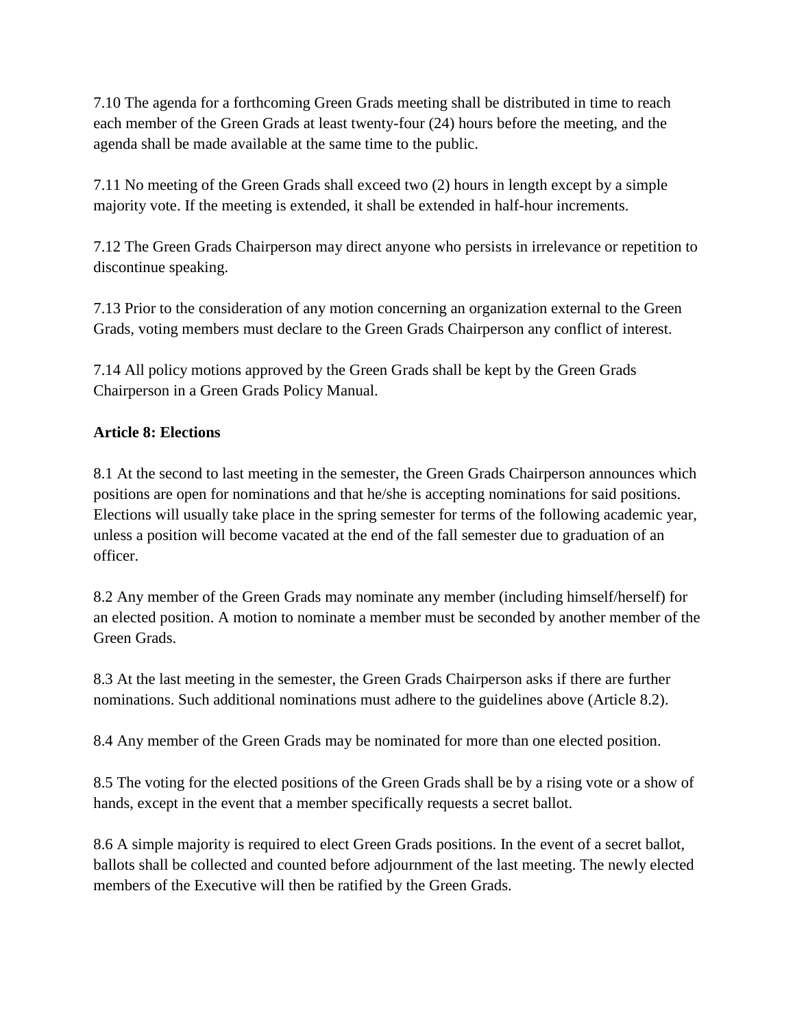7.10 The agenda for a forthcoming Green Grads meeting shall be distributed in time to reach each member of the Green Grads at least twenty-four (24) hours before the meeting, and the agenda shall be made available at the same time to the public.

7.11 No meeting of the Green Grads shall exceed two (2) hours in length except by a simple majority vote. If the meeting is extended, it shall be extended in half-hour increments.

7.12 The Green Grads Chairperson may direct anyone who persists in irrelevance or repetition to discontinue speaking.

7.13 Prior to the consideration of any motion concerning an organization external to the Green Grads, voting members must declare to the Green Grads Chairperson any conflict of interest.

7.14 All policy motions approved by the Green Grads shall be kept by the Green Grads Chairperson in a Green Grads Policy Manual.

**Article 8: Elections**

8.1 At the second to last meeting in the semester, the Green Grads Chairperson announces which positions are open for nominations and that he/she is accepting nominations for said positions. Elections will usually take place in the spring semester for terms of the following academic year, unless a position will become vacated at the end of the fall semester due to graduation of an officer.

8.2 Any member of the Green Grads may nominate any member (including himself/herself) for an elected position. A motion to nominate a member must be seconded by another member of the Green Grads.

8.3 At the last meeting in the semester, the Green Grads Chairperson asks if there are further nominations. Such additional nominations must adhere to the guidelines above (Article 8.2).

8.4 Any member of the Green Grads may be nominated for more than one elected position.

8.5 The voting for the elected positions of the Green Grads shall be by a rising vote or a show of hands, except in the event that a member specifically requests a secret ballot.

8.6 A simple majority is required to elect Green Grads positions. In the event of a secret ballot, ballots shall be collected and counted before adjournment of the last meeting. The newly elected members of the Executive will then be ratified by the Green Grads.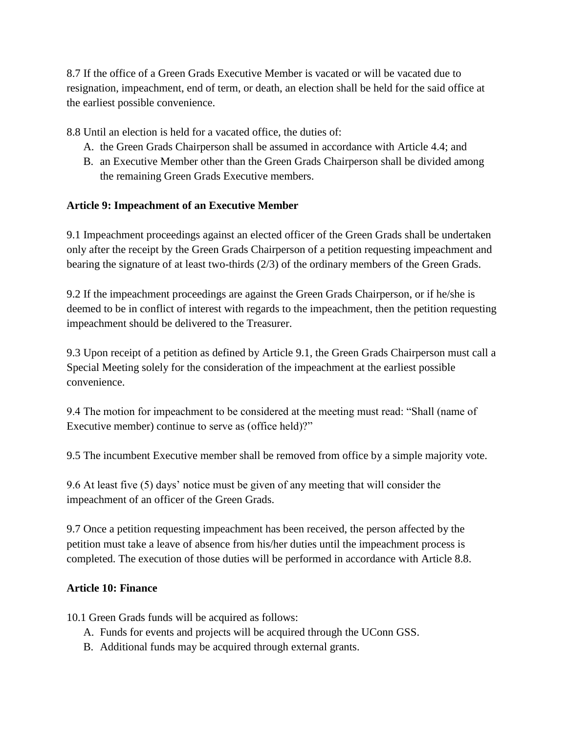8.7 If the office of a Green Grads Executive Member is vacated or will be vacated due to resignation, impeachment, end of term, or death, an election shall be held for the said office at the earliest possible convenience.

8.8 Until an election is held for a vacated office, the duties of:

A. the Green Grads Chairperson shall be assumed in accordance with Article 4.4; and
B. an Executive Member other than the Green Grads Chairperson shall be divided among the remaining Green Grads Executive members.

**Article 9: Impeachment of an Executive Member**

9.1 Impeachment proceedings against an elected officer of the Green Grads shall be undertaken only after the receipt by the Green Grads Chairperson of a petition requesting impeachment and bearing the signature of at least two-thirds (2/3) of the ordinary members of the Green Grads.

9.2 If the impeachment proceedings are against the Green Grads Chairperson, or if he/she is deemed to be in conflict of interest with regards to the impeachment, then the petition requesting impeachment should be delivered to the Treasurer.

9.3 Upon receipt of a petition as defined by Article 9.1, the Green Grads Chairperson must call a Special Meeting solely for the consideration of the impeachment at the earliest possible convenience.

9.4 The motion for impeachment to be considered at the meeting must read: "Shall (name of Executive member) continue to serve as (office held)?"

9.5 The incumbent Executive member shall be removed from office by a simple majority vote.

9.6 At least five (5) days' notice must be given of any meeting that will consider the impeachment of an officer of the Green Grads.

9.7 Once a petition requesting impeachment has been received, the person affected by the petition must take a leave of absence from his/her duties until the impeachment process is completed. The execution of those duties will be performed in accordance with Article 8.8.

**Article 10: Finance**

10.1 Green Grads funds will be acquired as follows:

A. Funds for events and projects will be acquired through the UConn GSS.
B. Additional funds may be acquired through external grants.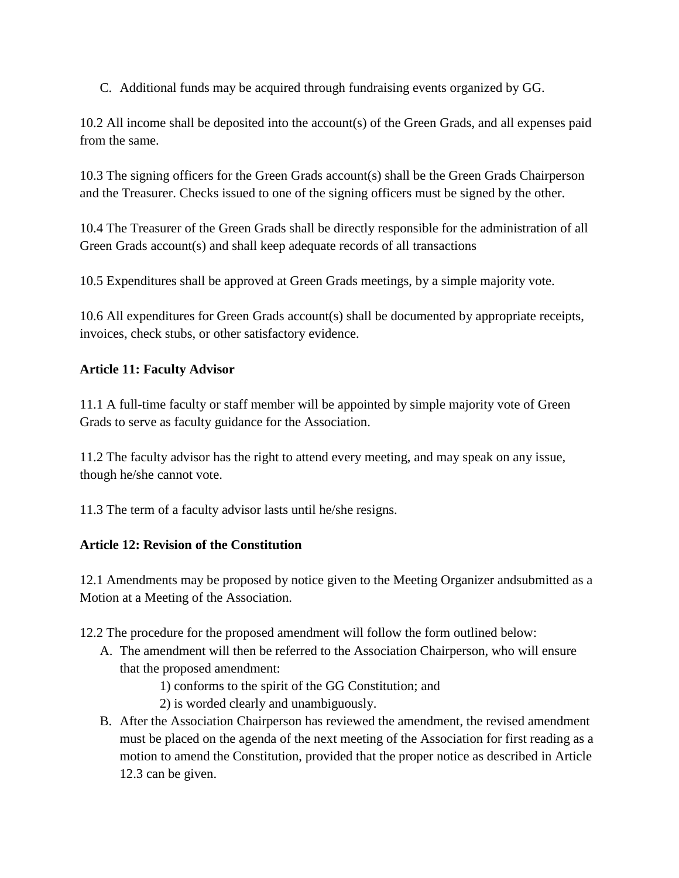C. Additional funds may be acquired through fundraising events organized by GG.

10.2 All income shall be deposited into the account(s) of the Green Grads, and all expenses paid from the same.

10.3 The signing officers for the Green Grads account(s) shall be the Green Grads Chairperson and the Treasurer. Checks issued to one of the signing officers must be signed by the other.

10.4 The Treasurer of the Green Grads shall be directly responsible for the administration of all Green Grads account(s) and shall keep adequate records of all transactions

10.5 Expenditures shall be approved at Green Grads meetings, by a simple majority vote.

10.6 All expenditures for Green Grads account(s) shall be documented by appropriate receipts, invoices, check stubs, or other satisfactory evidence.

**Article 11: Faculty Advisor**

11.1 A full-time faculty or staff member will be appointed by simple majority vote of Green Grads to serve as faculty guidance for the Association.

11.2 The faculty advisor has the right to attend every meeting, and may speak on any issue, though he/she cannot vote.

11.3 The term of a faculty advisor lasts until he/she resigns.

**Article 12: Revision of the Constitution**

12.1 Amendments may be proposed by notice given to the Meeting Organizer andsubmitted as a Motion at a Meeting of the Association.

12.2 The procedure for the proposed amendment will follow the form outlined below:

A. The amendment will then be referred to the Association Chairperson, who will ensure that the proposed amendment:
    1) conforms to the spirit of the GG Constitution; and
    2) is worded clearly and unambiguously.
B. After the Association Chairperson has reviewed the amendment, the revised amendment must be placed on the agenda of the next meeting of the Association for first reading as a motion to amend the Constitution, provided that the proper notice as described in Article 12.3 can be given.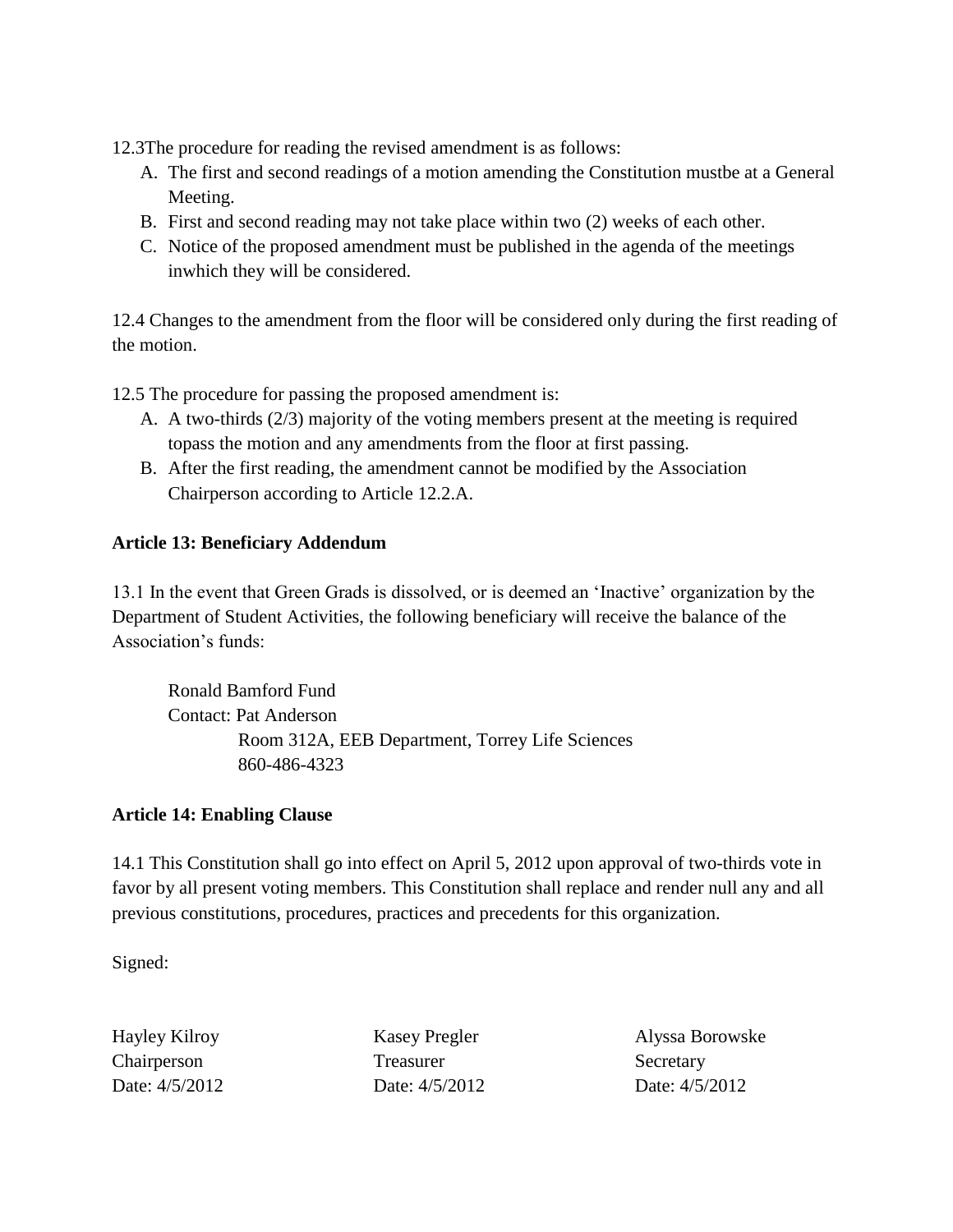12.3The procedure for reading the revised amendment is as follows:

A. The first and second readings of a motion amending the Constitution mustbe at a General Meeting.
B. First and second reading may not take place within two (2) weeks of each other.
C. Notice of the proposed amendment must be published in the agenda of the meetings inwhich they will be considered.

12.4 Changes to the amendment from the floor will be considered only during the first reading of the motion.

12.5 The procedure for passing the proposed amendment is:

A. A two-thirds (2/3) majority of the voting members present at the meeting is required topass the motion and any amendments from the floor at first passing.
B. After the first reading, the amendment cannot be modified by the Association Chairperson according to Article 12.2.A.

**Article 13: Beneficiary Addendum**

13.1 In the event that Green Grads is dissolved, or is deemed an 'Inactive' organization by the Department of Student Activities, the following beneficiary will receive the balance of the Association's funds:

Ronald Bamford Fund
Contact: Pat Anderson
Room 312A, EEB Department, Torrey Life Sciences
860-486-4323

**Article 14: Enabling Clause**

14.1 This Constitution shall go into effect on April 5, 2012 upon approval of two-thirds vote in favor by all present voting members. This Constitution shall replace and render null any and all previous constitutions, procedures, practices and precedents for this organization.

Signed:

Hayley Kilroy
Chairperson
Date: 4/5/2012

Kasey Pregler
Treasurer
Date: 4/5/2012

Alyssa Borowske
Secretary
Date: 4/5/2012